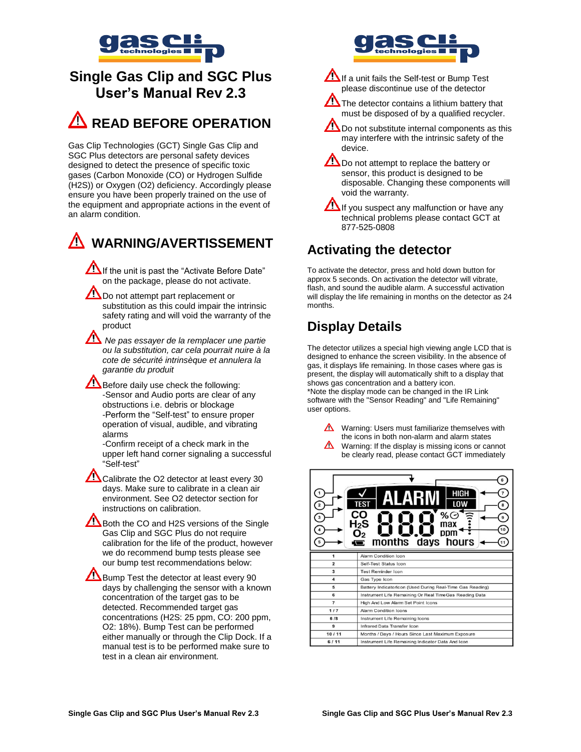# Single Gas Clip and SGC Plus User's Manual Rev 2.3

## ⚠ READ BEFORE OPERATION

Gas Clip Technologies (GCT) Single Gas Clip and SGC Plus detectors are personal safety devices designed to detect the presence of specific toxic gases (Carbon Monoxide (CO) or Hydrogen Sulfide ($H_2S$)) or Oxygen ($O_2$) deficiency. Accordingly please ensure you have been properly trained on the use of the equipment and appropriate actions in the event of an alarm condition.

## ⚠ WARNING/AVERTISSEMENT

- ⚠ If the unit is past the "Activate Before Date" on the package, please do not activate.
- ⚠ Do not attempt part replacement or substitution as this could impair the intrinsic safety rating and will void the warranty of the product
- ⚠ *Ne pas essayer de la remplacer une partie ou la substitution, car cela pourrait nuire à la cote de sécurité intrinsèque et annulera la garantie du produit*
- ⚠ Before daily use check the following:
  -Sensor and Audio ports are clear of any obstructions i.e. debris or blockage
  -Perform the "Self-test" to ensure proper operation of visual, audible, and vibrating alarms
  -Confirm receipt of a check mark in the upper left hand corner signaling a successful "Self-test"
- ⚠ Calibrate the O2 detector at least every 30 days. Make sure to calibrate in a clean air environment. See O2 detector section for instructions on calibration.
- ⚠ Both the CO and H2S versions of the Single Gas Clip and SGC Plus do not require calibration for the life of the product, however we do recommend bump tests please see our bump test recommendations below:
- ⚠ Bump Test the detector at least every 90 days by challenging the sensor with a known concentration of the target gas to be detected. Recommended target gas concentrations (H2S: 25 ppm, CO: 200 ppm, O2: 18%). Bump Test can be performed either manually or through the Clip Dock. If a manual test is to be performed make sure to test in a clean air environment.
- ⚠ If a unit fails the Self-test or Bump Test please discontinue use of the detector
- ⚠ The detector contains a lithium battery that must be disposed of by a qualified recycler.
- ⚠ Do not substitute internal components as this may interfere with the intrinsic safety of the device.
- ⚠ Do not attempt to replace the battery or sensor, this product is designed to be disposable. Changing these components will void the warranty.
- ⚠ If you suspect any malfunction or have any technical problems please contact GCT at 877-525-0808

## Activating the detector

To activate the detector, press and hold down button for approx 5 seconds. On activation the detector will vibrate, flash, and sound the audible alarm. A successful activation will display the life remaining in months on the detector as 24 months.

## Display Details

The detector utilizes a special high viewing angle LCD that is designed to enhance the screen visibility. In the absence of gas, it displays life remaining. In those cases where gas is present, the display will automatically shift to a display that shows gas concentration and a battery icon.
*Note the display mode can be changed in the IR Link software with the "Sensor Reading" and "Life Remaining" user options.

- ⚠ Warning: Users must familiarize themselves with the icons in both non-alarm and alarm states
- ⚠ Warning: If the display is missing icons or cannot be clearly read, please contact GCT immediately

| | |
|---|---|
| 1 | Alarm Condition Icon |
| 2 | Self-Test Status Icon |
| 3 | Test Reminder Icon |
| 4 | Gas Type Icon |
| 5 | Battery IndicatorIcon (Used During Real-Time Gas Reading) |
| 6 | Instrument Life Remaining Or Real TimeGas Reading Data |
| 7 | High And Low Alarm Set Point Icons |
| 1 / 7 | Alarm Condition Icons |
| 6 / 8 | Instrument Life Remaining Icons |
| 9 | Infrared Data Transfer Icon |
| 10 / 11 | Months / Days / Hours Since Last Maximum Exposure |
| 6 / 11 | Instrument Life Remaining Indicator Data And Icon |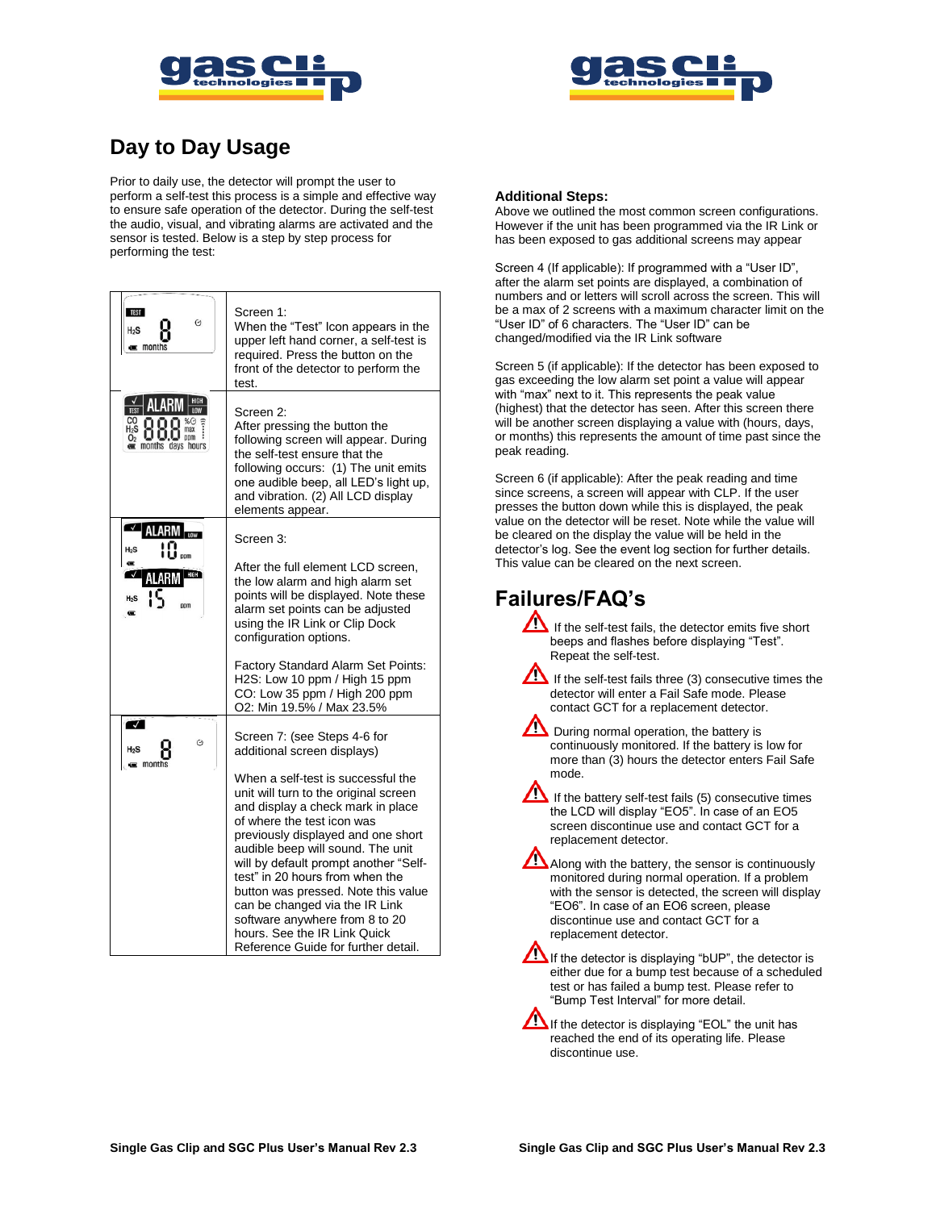## Day to Day Usage

Prior to daily use, the detector will prompt the user to perform a self-test this process is a simple and effective way to ensure safe operation of the detector. During the self-test the audio, visual, and vibrating alarms are activated and the sensor is tested. Below is a step by step process for performing the test:

| Display | Description |
|---|---|
| TEST $H_2S$ 8 months | Screen 1:<br>When the "Test" Icon appears in the upper left hand corner, a self-test is required. Press the button on the front of the detector to perform the test. |
| ALARM HIGH LOW TEST CO $H_2S$ $O_2$ 888 %, max ppm, months days hours | Screen 2:<br>After pressing the button the following screen will appear. During the self-test ensure that the following occurs: (1) The unit emits one audible beep, all LED's light up, and vibration. (2) All LCD display elements appear. |
| ALARM LOW $H_2S$ 10 ppm / ALARM HIGH $H_2S$ 15 ppm | Screen 3:<br><br>After the full element LCD screen, the low alarm and high alarm set points will be displayed. Note these alarm set points can be adjusted using the IR Link or Clip Dock configuration options.<br><br>Factory Standard Alarm Set Points:<br>H2S: Low 10 ppm / High 15 ppm<br>CO: Low 35 ppm / High 200 ppm<br>O2: Min 19.5% / Max 23.5% |
| ✓ $H_2S$ 8 months | Screen 7: (see Steps 4-6 for additional screen displays)<br><br>When a self-test is successful the unit will turn to the original screen and display a check mark in place of where the test icon was previously displayed and one short audible beep will sound. The unit will by default prompt another "Self-test" in 20 hours from when the button was pressed. Note this value can be changed via the IR Link software anywhere from 8 to 20 hours. See the IR Link Quick Reference Guide for further detail. |

**Additional Steps:**
Above we outlined the most common screen configurations. However if the unit has been programmed via the IR Link or has been exposed to gas additional screens may appear

Screen 4 (If applicable): If programmed with a "User ID", after the alarm set points are displayed, a combination of numbers and or letters will scroll across the screen. This will be a max of 2 screens with a maximum character limit on the "User ID" of 6 characters. The "User ID" can be changed/modified via the IR Link software

Screen 5 (if applicable): If the detector has been exposed to gas exceeding the low alarm set point a value will appear with "max" next to it. This represents the peak value (highest) that the detector has seen. After this screen there will be another screen displaying a value with (hours, days, or months) this represents the amount of time past since the peak reading.

Screen 6 (if applicable): After the peak reading and time since screens, a screen will appear with CLP. If the user presses the button down while this is displayed, the peak value on the detector will be reset. Note while the value will be cleared on the display the value will be held in the detector's log. See the event log section for further details. This value can be cleared on the next screen.

## Failures/FAQ's

- ⚠ If the self-test fails, the detector emits five short beeps and flashes before displaying "Test". Repeat the self-test.
- ⚠ If the self-test fails three (3) consecutive times the detector will enter a Fail Safe mode. Please contact GCT for a replacement detector.
- ⚠ During normal operation, the battery is continuously monitored. If the battery is low for more than (3) hours the detector enters Fail Safe mode.
- ⚠ If the battery self-test fails (5) consecutive times the LCD will display "EO5". In case of an EO5 screen discontinue use and contact GCT for a replacement detector.
- ⚠ Along with the battery, the sensor is continuously monitored during normal operation. If a problem with the sensor is detected, the screen will display "EO6". In case of an EO6 screen, please discontinue use and contact GCT for a replacement detector.
- ⚠ If the detector is displaying "bUP", the detector is either due for a bump test because of a scheduled test or has failed a bump test. Please refer to "Bump Test Interval" for more detail.
- ⚠ If the detector is displaying "EOL" the unit has reached the end of its operating life. Please discontinue use.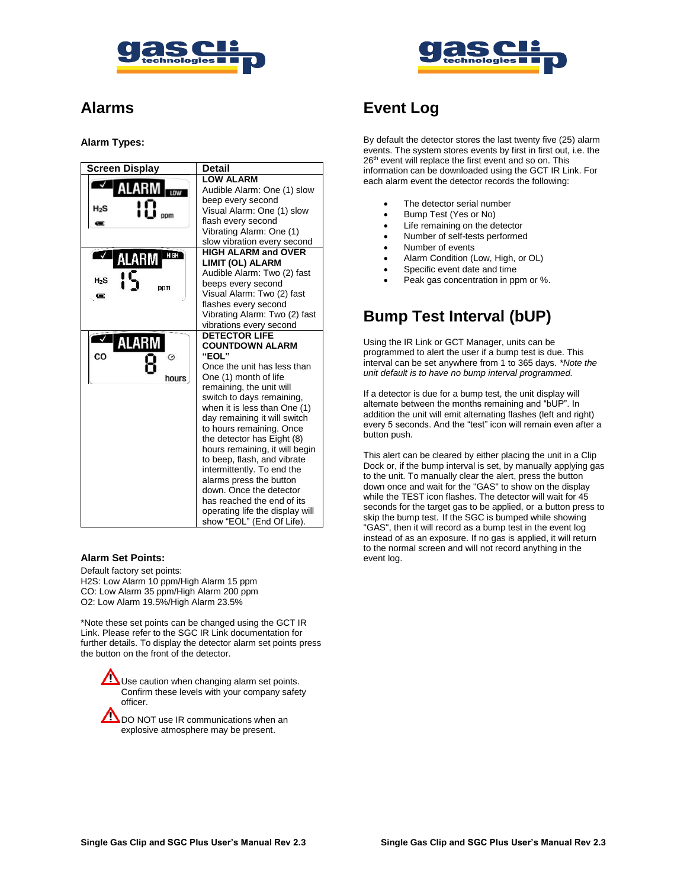## Alarms

**Alarm Types:**

| Screen Display | Detail |
|---|---|
| ALARM LOW $H_2S$ 10 ppm | **LOW ALARM** Audible Alarm: One (1) slow beep every second Visual Alarm: One (1) slow flash every second Vibrating Alarm: One (1) slow vibration every second |
| ALARM HIGH $H_2S$ 15 ppm | **HIGH ALARM and OVER LIMIT (OL) ALARM** Audible Alarm: Two (2) fast beeps every second Visual Alarm: Two (2) fast flashes every second Vibrating Alarm: Two (2) fast vibrations every second |
| ALARM CO 8 hours | **DETECTOR LIFE COUNTDOWN ALARM "EOL"** Once the unit has less than One (1) month of life remaining, the unit will switch to days remaining, when it is less than One (1) day remaining it will switch to hours remaining. Once the detector has Eight (8) hours remaining, it will begin to beep, flash, and vibrate intermittently. To end the alarms press the button down. Once the detector has reached the end of its operating life the display will show "EOL" (End Of Life). |

**Alarm Set Points:**

Default factory set points:
H2S: Low Alarm 10 ppm/High Alarm 15 ppm
CO: Low Alarm 35 ppm/High Alarm 200 ppm
O2: Low Alarm 19.5%/High Alarm 23.5%

*Note these set points can be changed using the GCT IR Link. Please refer to the SGC IR Link documentation for further details. To display the detector alarm set points press the button on the front of the detector.

⚠ Use caution when changing alarm set points. Confirm these levels with your company safety officer.

⚠ DO NOT use IR communications when an explosive atmosphere may be present.

## Event Log

By default the detector stores the last twenty five (25) alarm events. The system stores events by first in first out, i.e. the 26th event will replace the first event and so on. This information can be downloaded using the GCT IR Link. For each alarm event the detector records the following:

- The detector serial number
- Bump Test (Yes or No)
- Life remaining on the detector
- Number of self-tests performed
- Number of events
- Alarm Condition (Low, High, or OL)
- Specific event date and time
- Peak gas concentration in ppm or %.

## Bump Test Interval (bUP)

Using the IR Link or GCT Manager, units can be programmed to alert the user if a bump test is due. This interval can be set anywhere from 1 to 365 days. *Note the unit default is to have no bump interval programmed.*

If a detector is due for a bump test, the unit display will alternate between the months remaining and "bUP". In addition the unit will emit alternating flashes (left and right) every 5 seconds. And the "test" icon will remain even after a button push.

This alert can be cleared by either placing the unit in a Clip Dock or, if the bump interval is set, by manually applying gas to the unit. To manually clear the alert, press the button down once and wait for the "GAS" to show on the display while the TEST icon flashes. The detector will wait for 45 seconds for the target gas to be applied, or a button press to skip the bump test. If the SGC is bumped while showing "GAS", then it will record as a bump test in the event log instead of as an exposure. If no gas is applied, it will return to the normal screen and will not record anything in the event log.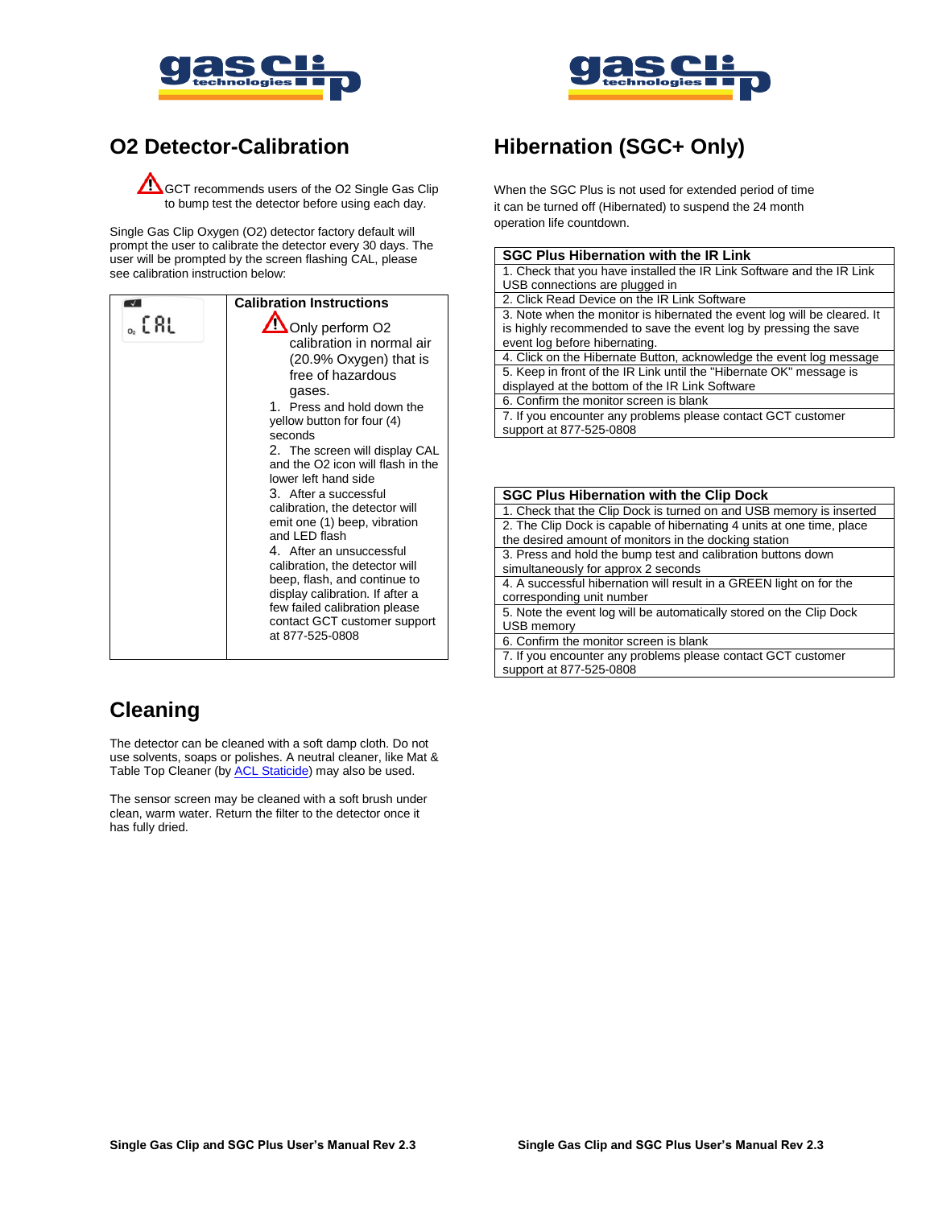## O2 Detector-Calibration

⚠ GCT recommends users of the O2 Single Gas Clip to bump test the detector before using each day.

Single Gas Clip Oxygen (O2) detector factory default will prompt the user to calibrate the detector every 30 days. The user will be prompted by the screen flashing CAL, please see calibration instruction below:

| | Calibration Instructions |
|---|---|
| CAL | ⚠ Only perform O2 calibration in normal air (20.9% Oxygen) that is free of hazardous gases.<br>1. Press and hold down the yellow button for four (4) seconds<br>2. The screen will display CAL and the O2 icon will flash in the lower left hand side<br>3. After a successful calibration, the detector will emit one (1) beep, vibration and LED flash<br>4. After an unsuccessful calibration, the detector will beep, flash, and continue to display calibration. If after a few failed calibration please contact GCT customer support at 877-525-0808 |

## Cleaning

The detector can be cleaned with a soft damp cloth. Do not use solvents, soaps or polishes. A neutral cleaner, like Mat & Table Top Cleaner (by ACL Staticide) may also be used.

The sensor screen may be cleaned with a soft brush under clean, warm water. Return the filter to the detector once it has fully dried.

## Hibernation (SGC+ Only)

When the SGC Plus is not used for extended period of time it can be turned off (Hibernated) to suspend the 24 month operation life countdown.

| SGC Plus Hibernation with the IR Link |
|---|
| 1. Check that you have installed the IR Link Software and the IR Link USB connections are plugged in |
| 2. Click Read Device on the IR Link Software |
| 3. Note when the monitor is hibernated the event log will be cleared. It is highly recommended to save the event log by pressing the save event log before hibernating. |
| 4. Click on the Hibernate Button, acknowledge the event log message |
| 5. Keep in front of the IR Link until the "Hibernate OK" message is displayed at the bottom of the IR Link Software |
| 6. Confirm the monitor screen is blank |
| 7. If you encounter any problems please contact GCT customer support at 877-525-0808 |

| SGC Plus Hibernation with the Clip Dock |
|---|
| 1. Check that the Clip Dock is turned on and USB memory is inserted |
| 2. The Clip Dock is capable of hibernating 4 units at one time, place the desired amount of monitors in the docking station |
| 3. Press and hold the bump test and calibration buttons down simultaneously for approx 2 seconds |
| 4. A successful hibernation will result in a GREEN light on for the corresponding unit number |
| 5. Note the event log will be automatically stored on the Clip Dock USB memory |
| 6. Confirm the monitor screen is blank |
| 7. If you encounter any problems please contact GCT customer support at 877-525-0808 |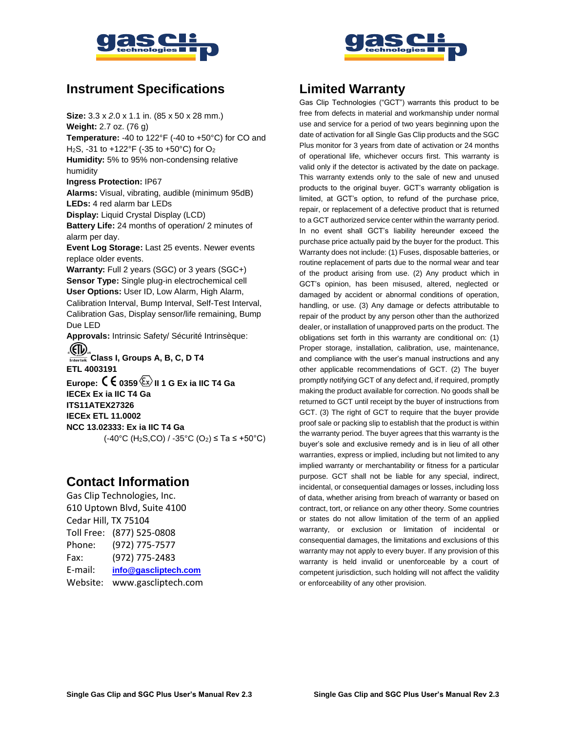## Instrument Specifications

**Size:** 3.3 x 2.0 x 1.1 in. (85 x 50 x 28 mm.)
**Weight:** 2.7 oz. (76 g)
**Temperature:** -40 to 122°F (-40 to +50°C) for CO and $H_2S$, -31 to +122°F (-35 to +50°C) for $O_2$
**Humidity:** 5% to 95% non-condensing relative humidity
**Ingress Protection:** IP67
**Alarms:** Visual, vibrating, audible (minimum 95dB)
**LEDs:** 4 red alarm bar LEDs
**Display:** Liquid Crystal Display (LCD)
**Battery Life:** 24 months of operation/ 2 minutes of alarm per day.
**Event Log Storage:** Last 25 events. Newer events replace older events.
**Warranty:** Full 2 years (SGC) or 3 years (SGC+)
**Sensor Type:** Single plug-in electrochemical cell
**User Options:** User ID, Low Alarm, High Alarm, Calibration Interval, Bump Interval, Self-Test Interval, Calibration Gas, Display sensor/life remaining, Bump Due LED
**Approvals:** Intrinsic Safety/ Sécurité Intrinsèque:
**Class I, Groups A, B, C, D T4**
**ETL 4003191**
**Europe: CE 0359 Ex II 1 G Ex ia IIC T4 Ga**
**IECEx Ex ia IIC T4 Ga**
**ITS11ATEX27326**
**IECEx ETL 11.0002**
**NCC 13.02333: Ex ia IIC T4 Ga**
(-40°C ($H_2S$,CO) / -35°C ($O_2$) ≤ Ta ≤ +50°C)

## Contact Information

Gas Clip Technologies, Inc.
610 Uptown Blvd, Suite 4100
Cedar Hill, TX 75104
Toll Free: (877) 525-0808
Phone: (972) 775-7577
Fax: (972) 775-2483
E-mail: **info@gascliptech.com**
Website: www.gascliptech.com

## Limited Warranty

Gas Clip Technologies ("GCT") warrants this product to be free from defects in material and workmanship under normal use and service for a period of two years beginning upon the date of activation for all Single Gas Clip products and the SGC Plus monitor for 3 years from date of activation or 24 months of operational life, whichever occurs first. This warranty is valid only if the detector is activated by the date on package. This warranty extends only to the sale of new and unused products to the original buyer. GCT's warranty obligation is limited, at GCT's option, to refund of the purchase price, repair, or replacement of a defective product that is returned to a GCT authorized service center within the warranty period. In no event shall GCT's liability hereunder exceed the purchase price actually paid by the buyer for the product. This Warranty does not include: (1) Fuses, disposable batteries, or routine replacement of parts due to the normal wear and tear of the product arising from use. (2) Any product which in GCT's opinion, has been misused, altered, neglected or damaged by accident or abnormal conditions of operation, handling, or use. (3) Any damage or defects attributable to repair of the product by any person other than the authorized dealer, or installation of unapproved parts on the product. The obligations set forth in this warranty are conditional on: (1) Proper storage, installation, calibration, use, maintenance, and compliance with the user's manual instructions and any other applicable recommendations of GCT. (2) The buyer promptly notifying GCT of any defect and, if required, promptly making the product available for correction. No goods shall be returned to GCT until receipt by the buyer of instructions from GCT. (3) The right of GCT to require that the buyer provide proof sale or packing slip to establish that the product is within the warranty period. The buyer agrees that this warranty is the buyer's sole and exclusive remedy and is in lieu of all other warranties, express or implied, including but not limited to any implied warranty or merchantability or fitness for a particular purpose. GCT shall not be liable for any special, indirect, incidental, or consequential damages or losses, including loss of data, whether arising from breach of warranty or based on contract, tort, or reliance on any other theory. Some countries or states do not allow limitation of the term of an applied warranty, or exclusion or limitation of incidental or consequential damages, the limitations and exclusions of this warranty may not apply to every buyer. If any provision of this warranty is held invalid or unenforceable by a court of competent jurisdiction, such holding will not affect the validity or enforceability of any other provision.